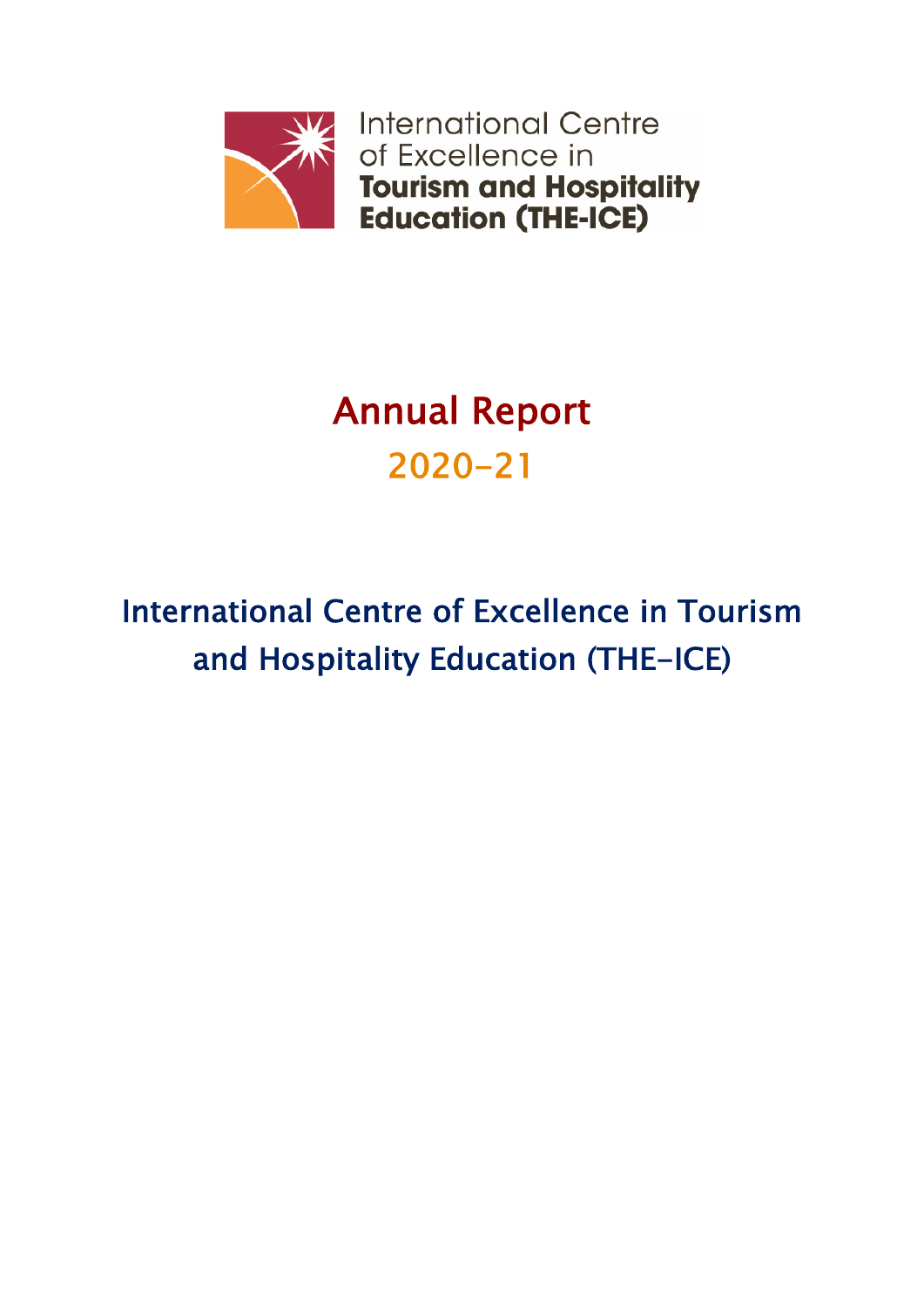International Centre of Excellence in **Tourism and Hospitality Education (THE-ICE)**

# Annual Report

## 2020-21

## International Centre of Excellence in Tourism and Hospitality Education (THE-ICE)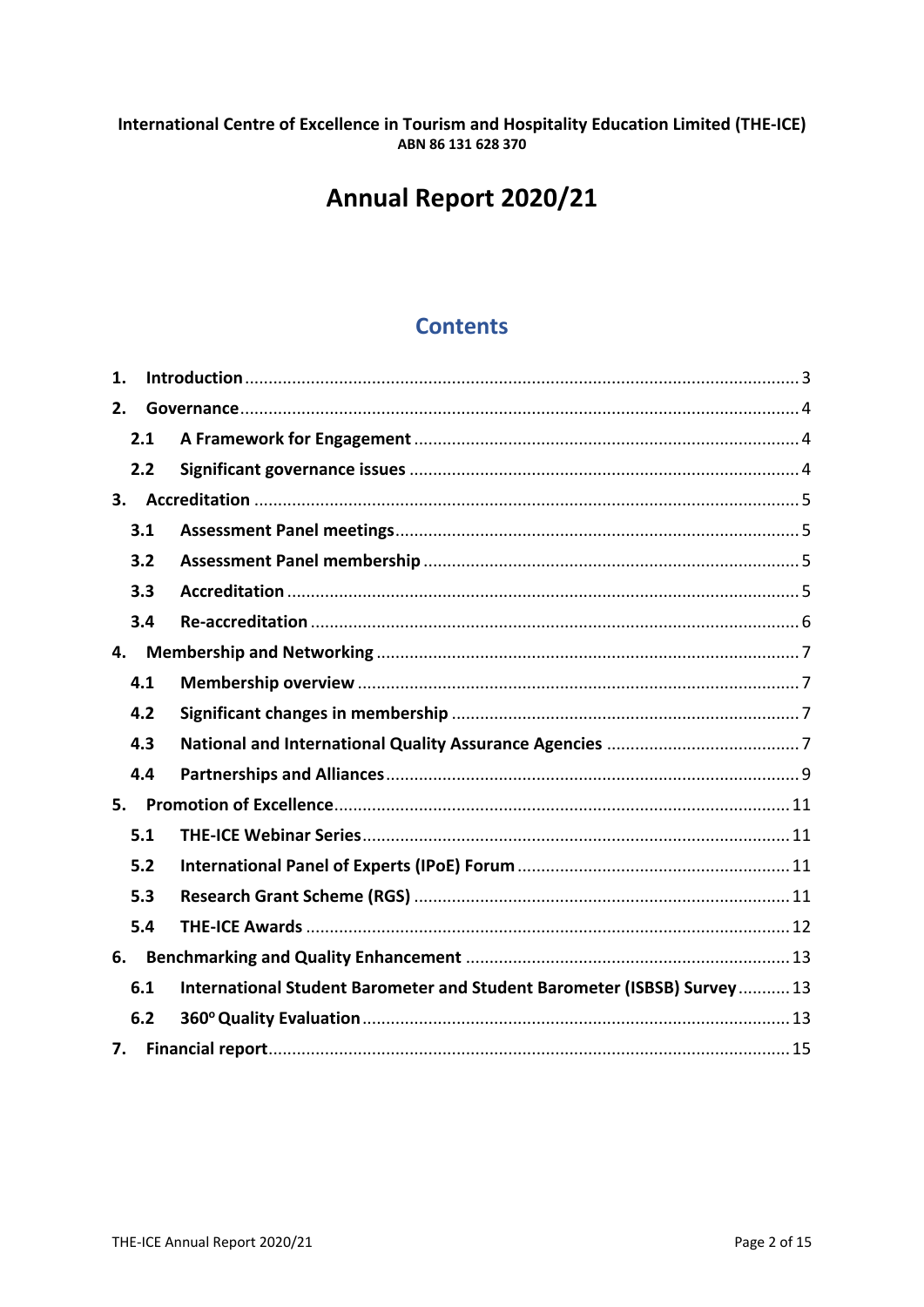**International Centre of Excellence in Tourism and Hospitality Education Limited (THE-ICE)**
**ABN 86 131 628 370**

# Annual Report 2020/21

## Contents

1. **Introduction** ..... 3
2. **Governance** ..... 4
   - 2.1 **A Framework for Engagement** ..... 4
   - 2.2 **Significant governance issues** ..... 4
3. **Accreditation** ..... 5
   - 3.1 **Assessment Panel meetings** ..... 5
   - 3.2 **Assessment Panel membership** ..... 5
   - 3.3 **Accreditation** ..... 5
   - 3.4 **Re-accreditation** ..... 6
4. **Membership and Networking** ..... 7
   - 4.1 **Membership overview** ..... 7
   - 4.2 **Significant changes in membership** ..... 7
   - 4.3 **National and International Quality Assurance Agencies** ..... 7
   - 4.4 **Partnerships and Alliances** ..... 9
5. **Promotion of Excellence** ..... 11
   - 5.1 **THE-ICE Webinar Series** ..... 11
   - 5.2 **International Panel of Experts (IPoE) Forum** ..... 11
   - 5.3 **Research Grant Scheme (RGS)** ..... 11
   - 5.4 **THE-ICE Awards** ..... 12
6. **Benchmarking and Quality Enhancement** ..... 13
   - 6.1 **International Student Barometer and Student Barometer (ISBSB) Survey** ..... 13
   - 6.2 **360° Quality Evaluation** ..... 13
7. **Financial report** ..... 15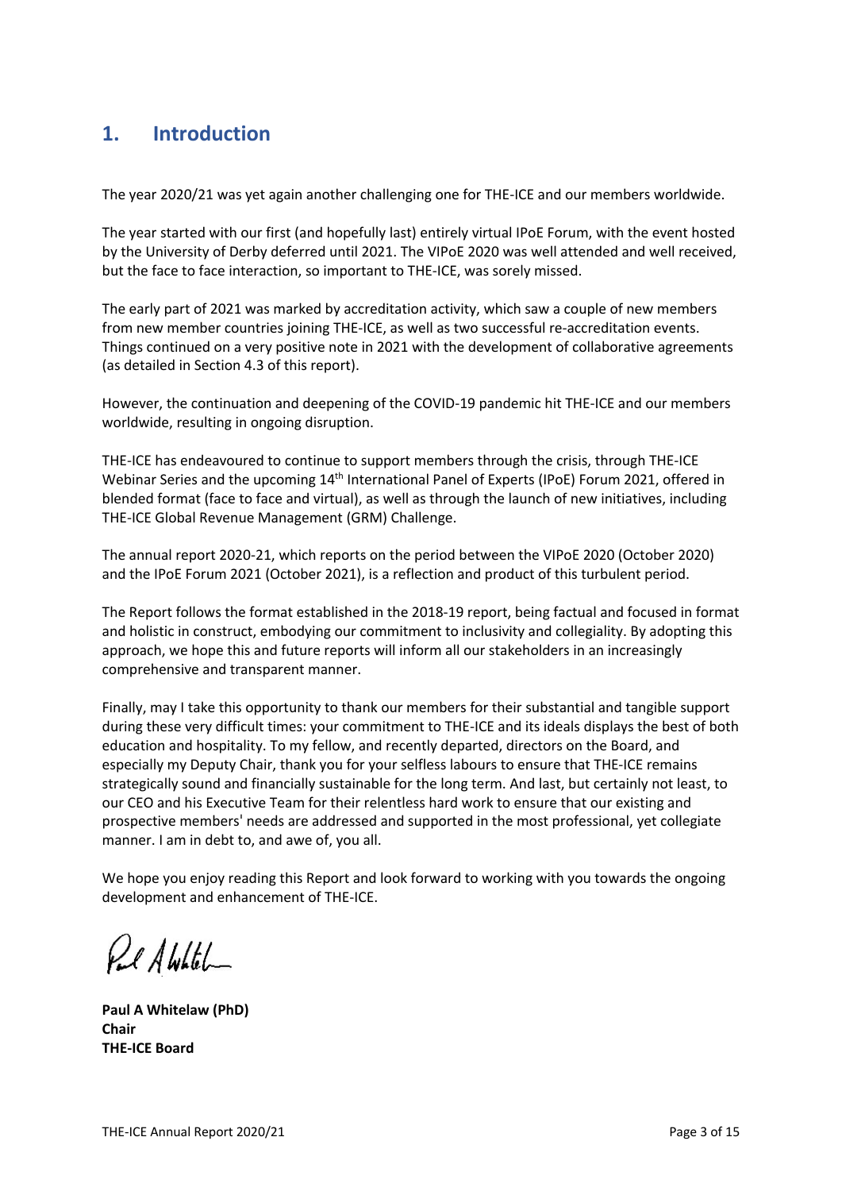## 1. Introduction

The year 2020/21 was yet again another challenging one for THE-ICE and our members worldwide.

The year started with our first (and hopefully last) entirely virtual IPoE Forum, with the event hosted by the University of Derby deferred until 2021. The VIPoE 2020 was well attended and well received, but the face to face interaction, so important to THE-ICE, was sorely missed.

The early part of 2021 was marked by accreditation activity, which saw a couple of new members from new member countries joining THE-ICE, as well as two successful re-accreditation events. Things continued on a very positive note in 2021 with the development of collaborative agreements (as detailed in Section 4.3 of this report).

However, the continuation and deepening of the COVID-19 pandemic hit THE-ICE and our members worldwide, resulting in ongoing disruption.

THE-ICE has endeavoured to continue to support members through the crisis, through THE-ICE Webinar Series and the upcoming 14th International Panel of Experts (IPoE) Forum 2021, offered in blended format (face to face and virtual), as well as through the launch of new initiatives, including THE-ICE Global Revenue Management (GRM) Challenge.

The annual report 2020-21, which reports on the period between the VIPoE 2020 (October 2020) and the IPoE Forum 2021 (October 2021), is a reflection and product of this turbulent period.

The Report follows the format established in the 2018-19 report, being factual and focused in format and holistic in construct, embodying our commitment to inclusivity and collegiality. By adopting this approach, we hope this and future reports will inform all our stakeholders in an increasingly comprehensive and transparent manner.

Finally, may I take this opportunity to thank our members for their substantial and tangible support during these very difficult times: your commitment to THE-ICE and its ideals displays the best of both education and hospitality. To my fellow, and recently departed, directors on the Board, and especially my Deputy Chair, thank you for your selfless labours to ensure that THE-ICE remains strategically sound and financially sustainable for the long term. And last, but certainly not least, to our CEO and his Executive Team for their relentless hard work to ensure that our existing and prospective members' needs are addressed and supported in the most professional, yet collegiate manner. I am in debt to, and awe of, you all.

We hope you enjoy reading this Report and look forward to working with you towards the ongoing development and enhancement of THE-ICE.

**Paul A Whitelaw (PhD)**
**Chair**
**THE-ICE Board**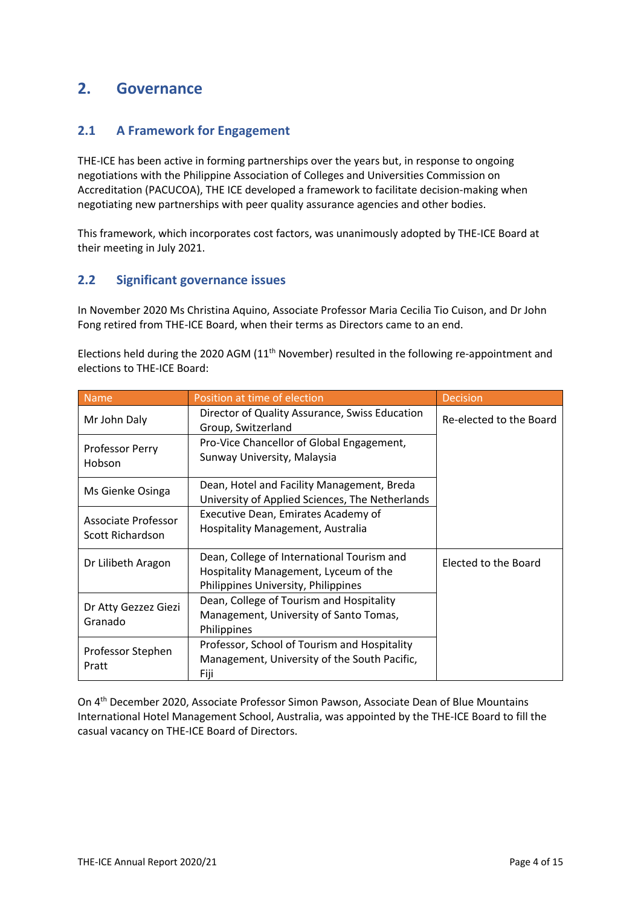# 2. Governance

## 2.1 A Framework for Engagement

THE-ICE has been active in forming partnerships over the years but, in response to ongoing negotiations with the Philippine Association of Colleges and Universities Commission on Accreditation (PACUCOA), THE ICE developed a framework to facilitate decision-making when negotiating new partnerships with peer quality assurance agencies and other bodies.

This framework, which incorporates cost factors, was unanimously adopted by THE-ICE Board at their meeting in July 2021.

## 2.2 Significant governance issues

In November 2020 Ms Christina Aquino, Associate Professor Maria Cecilia Tio Cuison, and Dr John Fong retired from THE-ICE Board, when their terms as Directors came to an end.

Elections held during the 2020 AGM (11th November) resulted in the following re-appointment and elections to THE-ICE Board:

| Name | Position at time of election | Decision |
|---|---|---|
| Mr John Daly | Director of Quality Assurance, Swiss Education Group, Switzerland | Re-elected to the Board |
| Professor Perry Hobson | Pro-Vice Chancellor of Global Engagement, Sunway University, Malaysia | |
| Ms Gienke Osinga | Dean, Hotel and Facility Management, Breda University of Applied Sciences, The Netherlands | |
| Associate Professor Scott Richardson | Executive Dean, Emirates Academy of Hospitality Management, Australia | |
| Dr Lilibeth Aragon | Dean, College of International Tourism and Hospitality Management, Lyceum of the Philippines University, Philippines | Elected to the Board |
| Dr Atty Gezzez Giezi Granado | Dean, College of Tourism and Hospitality Management, University of Santo Tomas, Philippines | |
| Professor Stephen Pratt | Professor, School of Tourism and Hospitality Management, University of the South Pacific, Fiji | |

On 4th December 2020, Associate Professor Simon Pawson, Associate Dean of Blue Mountains International Hotel Management School, Australia, was appointed by the THE-ICE Board to fill the casual vacancy on THE-ICE Board of Directors.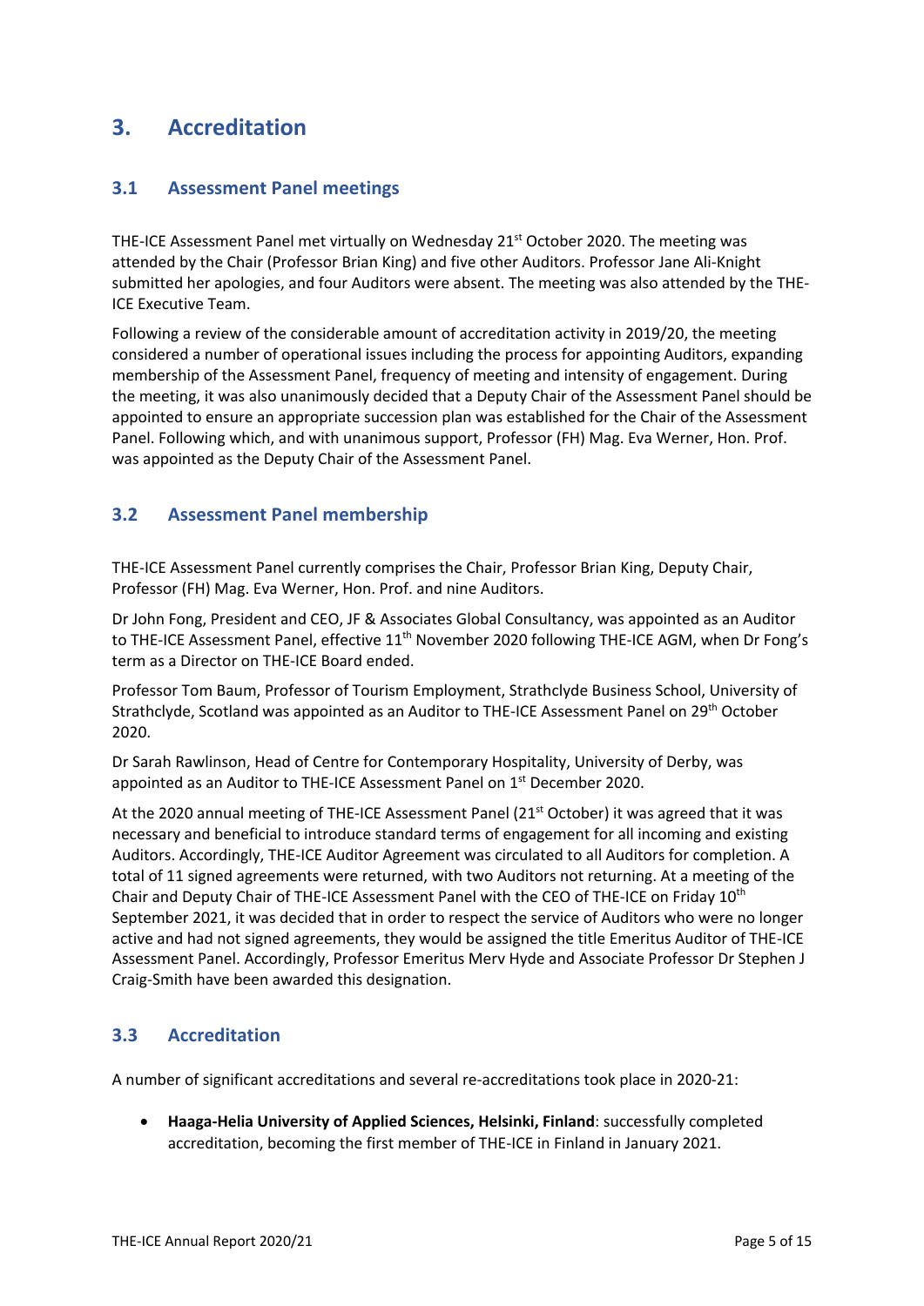# 3. Accreditation

## 3.1 Assessment Panel meetings

THE-ICE Assessment Panel met virtually on Wednesday 21st October 2020. The meeting was attended by the Chair (Professor Brian King) and five other Auditors. Professor Jane Ali-Knight submitted her apologies, and four Auditors were absent. The meeting was also attended by the THE-ICE Executive Team.

Following a review of the considerable amount of accreditation activity in 2019/20, the meeting considered a number of operational issues including the process for appointing Auditors, expanding membership of the Assessment Panel, frequency of meeting and intensity of engagement. During the meeting, it was also unanimously decided that a Deputy Chair of the Assessment Panel should be appointed to ensure an appropriate succession plan was established for the Chair of the Assessment Panel. Following which, and with unanimous support, Professor (FH) Mag. Eva Werner, Hon. Prof. was appointed as the Deputy Chair of the Assessment Panel.

## 3.2 Assessment Panel membership

THE-ICE Assessment Panel currently comprises the Chair, Professor Brian King, Deputy Chair, Professor (FH) Mag. Eva Werner, Hon. Prof. and nine Auditors.

Dr John Fong, President and CEO, JF & Associates Global Consultancy, was appointed as an Auditor to THE-ICE Assessment Panel, effective 11th November 2020 following THE-ICE AGM, when Dr Fong's term as a Director on THE-ICE Board ended.

Professor Tom Baum, Professor of Tourism Employment, Strathclyde Business School, University of Strathclyde, Scotland was appointed as an Auditor to THE-ICE Assessment Panel on 29th October 2020.

Dr Sarah Rawlinson, Head of Centre for Contemporary Hospitality, University of Derby, was appointed as an Auditor to THE-ICE Assessment Panel on 1st December 2020.

At the 2020 annual meeting of THE-ICE Assessment Panel (21st October) it was agreed that it was necessary and beneficial to introduce standard terms of engagement for all incoming and existing Auditors. Accordingly, THE-ICE Auditor Agreement was circulated to all Auditors for completion. A total of 11 signed agreements were returned, with two Auditors not returning. At a meeting of the Chair and Deputy Chair of THE-ICE Assessment Panel with the CEO of THE-ICE on Friday 10th September 2021, it was decided that in order to respect the service of Auditors who were no longer active and had not signed agreements, they would be assigned the title Emeritus Auditor of THE-ICE Assessment Panel. Accordingly, Professor Emeritus Merv Hyde and Associate Professor Dr Stephen J Craig-Smith have been awarded this designation.

## 3.3 Accreditation

A number of significant accreditations and several re-accreditations took place in 2020-21:

- **Haaga-Helia University of Applied Sciences, Helsinki, Finland**: successfully completed accreditation, becoming the first member of THE-ICE in Finland in January 2021.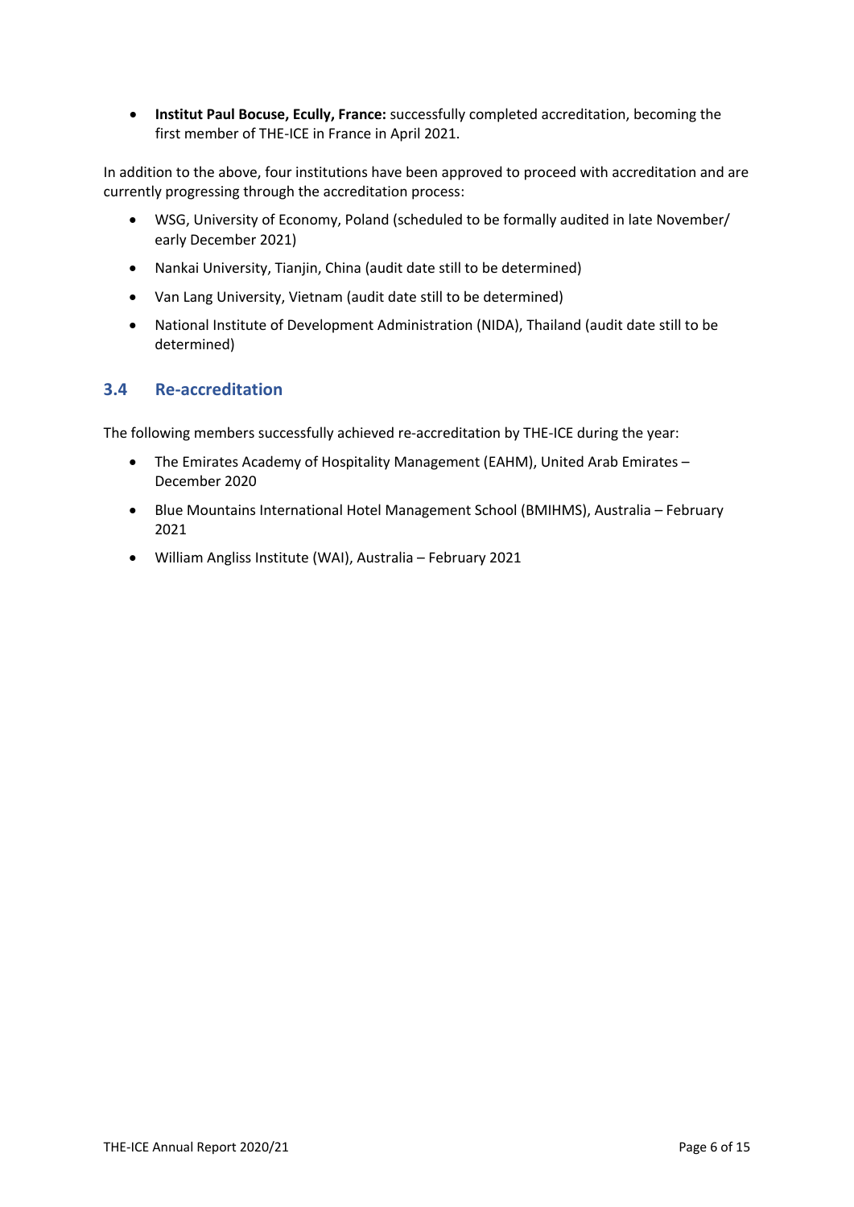- **Institut Paul Bocuse, Ecully, France:** successfully completed accreditation, becoming the first member of THE-ICE in France in April 2021.

In addition to the above, four institutions have been approved to proceed with accreditation and are currently progressing through the accreditation process:

- WSG, University of Economy, Poland (scheduled to be formally audited in late November/ early December 2021)
- Nankai University, Tianjin, China (audit date still to be determined)
- Van Lang University, Vietnam (audit date still to be determined)
- National Institute of Development Administration (NIDA), Thailand (audit date still to be determined)

## 3.4 Re-accreditation

The following members successfully achieved re-accreditation by THE-ICE during the year:

- The Emirates Academy of Hospitality Management (EAHM), United Arab Emirates – December 2020
- Blue Mountains International Hotel Management School (BMIHMS), Australia – February 2021
- William Angliss Institute (WAI), Australia – February 2021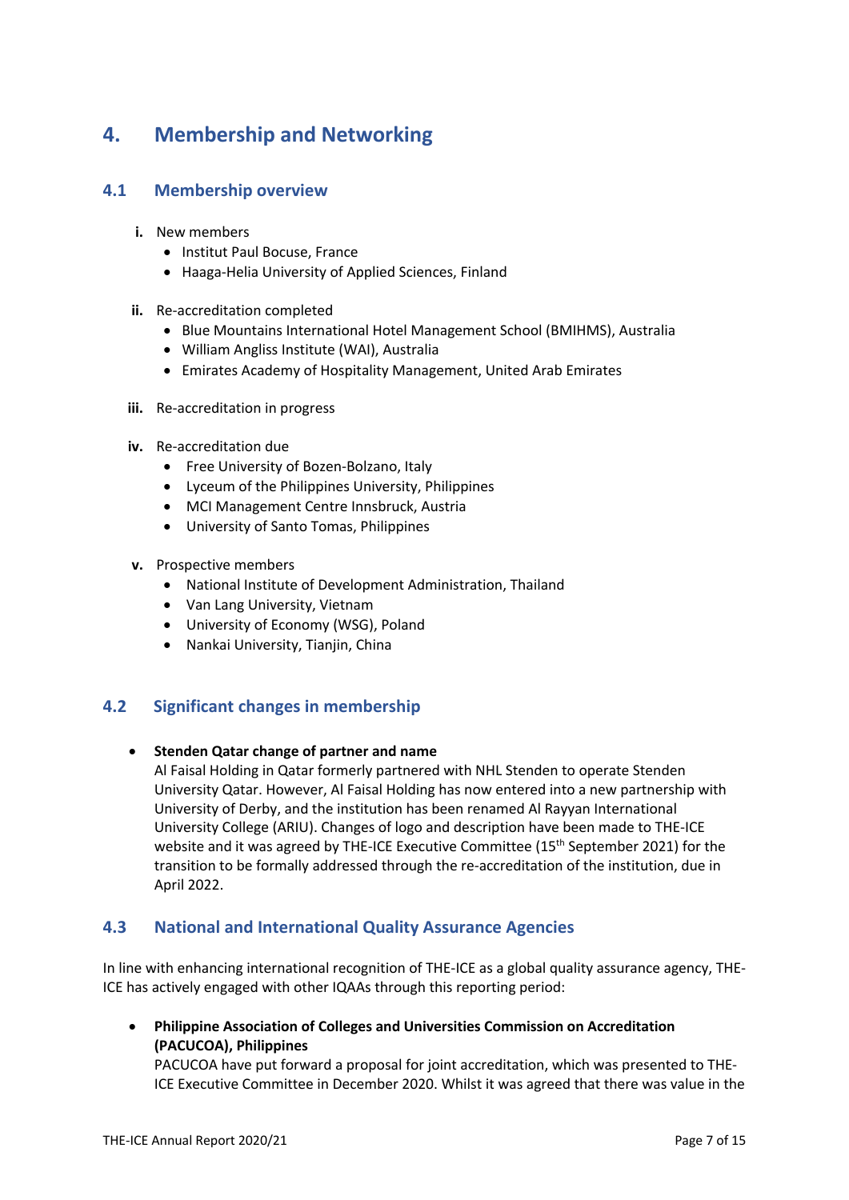# 4. Membership and Networking

## 4.1 Membership overview

**i.** New members

- Institut Paul Bocuse, France
- Haaga-Helia University of Applied Sciences, Finland

**ii.** Re-accreditation completed

- Blue Mountains International Hotel Management School (BMIHMS), Australia
- William Angliss Institute (WAI), Australia
- Emirates Academy of Hospitality Management, United Arab Emirates

**iii.** Re-accreditation in progress

**iv.** Re-accreditation due

- Free University of Bozen-Bolzano, Italy
- Lyceum of the Philippines University, Philippines
- MCI Management Centre Innsbruck, Austria
- University of Santo Tomas, Philippines

**v.** Prospective members

- National Institute of Development Administration, Thailand
- Van Lang University, Vietnam
- University of Economy (WSG), Poland
- Nankai University, Tianjin, China

## 4.2 Significant changes in membership

- **Stenden Qatar change of partner and name**
  Al Faisal Holding in Qatar formerly partnered with NHL Stenden to operate Stenden University Qatar. However, Al Faisal Holding has now entered into a new partnership with University of Derby, and the institution has been renamed Al Rayyan International University College (ARIU). Changes of logo and description have been made to THE-ICE website and it was agreed by THE-ICE Executive Committee (15th September 2021) for the transition to be formally addressed through the re-accreditation of the institution, due in April 2022.

## 4.3 National and International Quality Assurance Agencies

In line with enhancing international recognition of THE-ICE as a global quality assurance agency, THE-ICE has actively engaged with other IQAAs through this reporting period:

- **Philippine Association of Colleges and Universities Commission on Accreditation (PACUCOA), Philippines**
  PACUCOA have put forward a proposal for joint accreditation, which was presented to THE-ICE Executive Committee in December 2020. Whilst it was agreed that there was value in the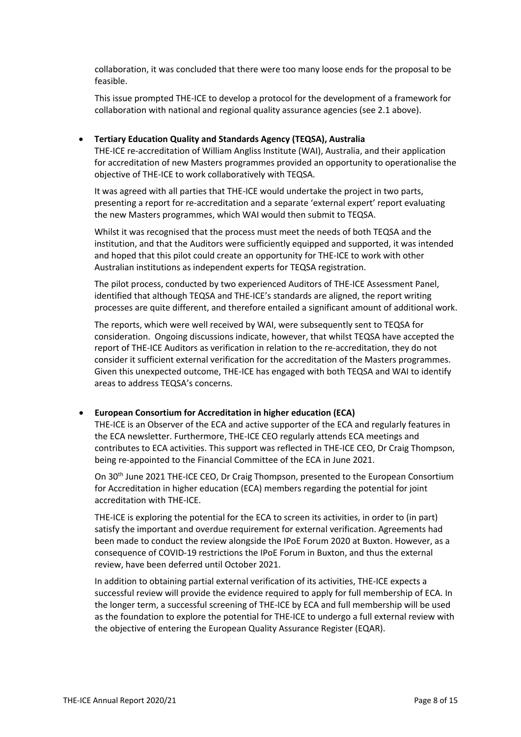collaboration, it was concluded that there were too many loose ends for the proposal to be feasible.

This issue prompted THE-ICE to develop a protocol for the development of a framework for collaboration with national and regional quality assurance agencies (see 2.1 above).

- **Tertiary Education Quality and Standards Agency (TEQSA), Australia**

  THE-ICE re-accreditation of William Angliss Institute (WAI), Australia, and their application for accreditation of new Masters programmes provided an opportunity to operationalise the objective of THE-ICE to work collaboratively with TEQSA.

  It was agreed with all parties that THE-ICE would undertake the project in two parts, presenting a report for re-accreditation and a separate 'external expert' report evaluating the new Masters programmes, which WAI would then submit to TEQSA.

  Whilst it was recognised that the process must meet the needs of both TEQSA and the institution, and that the Auditors were sufficiently equipped and supported, it was intended and hoped that this pilot could create an opportunity for THE-ICE to work with other Australian institutions as independent experts for TEQSA registration.

  The pilot process, conducted by two experienced Auditors of THE-ICE Assessment Panel, identified that although TEQSA and THE-ICE's standards are aligned, the report writing processes are quite different, and therefore entailed a significant amount of additional work.

  The reports, which were well received by WAI, were subsequently sent to TEQSA for consideration. Ongoing discussions indicate, however, that whilst TEQSA have accepted the report of THE-ICE Auditors as verification in relation to the re-accreditation, they do not consider it sufficient external verification for the accreditation of the Masters programmes. Given this unexpected outcome, THE-ICE has engaged with both TEQSA and WAI to identify areas to address TEQSA's concerns.

- **European Consortium for Accreditation in higher education (ECA)**

  THE-ICE is an Observer of the ECA and active supporter of the ECA and regularly features in the ECA newsletter. Furthermore, THE-ICE CEO regularly attends ECA meetings and contributes to ECA activities. This support was reflected in THE-ICE CEO, Dr Craig Thompson, being re-appointed to the Financial Committee of the ECA in June 2021.

  On 30th June 2021 THE-ICE CEO, Dr Craig Thompson, presented to the European Consortium for Accreditation in higher education (ECA) members regarding the potential for joint accreditation with THE-ICE.

  THE-ICE is exploring the potential for the ECA to screen its activities, in order to (in part) satisfy the important and overdue requirement for external verification. Agreements had been made to conduct the review alongside the IPoE Forum 2020 at Buxton. However, as a consequence of COVID-19 restrictions the IPoE Forum in Buxton, and thus the external review, have been deferred until October 2021.

  In addition to obtaining partial external verification of its activities, THE-ICE expects a successful review will provide the evidence required to apply for full membership of ECA. In the longer term, a successful screening of THE-ICE by ECA and full membership will be used as the foundation to explore the potential for THE-ICE to undergo a full external review with the objective of entering the European Quality Assurance Register (EQAR).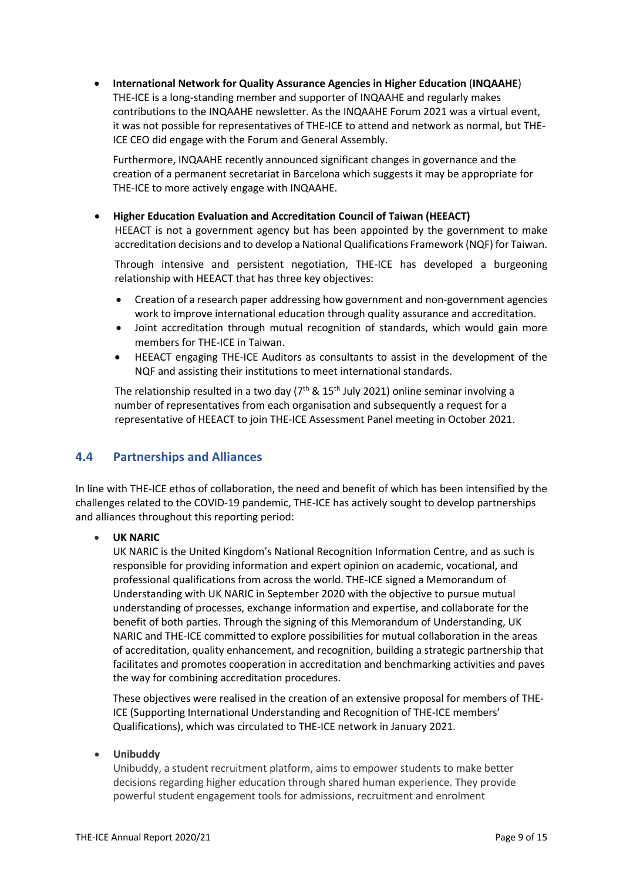- **International Network for Quality Assurance Agencies in Higher Education** (**INQAAHE**)
  THE-ICE is a long-standing member and supporter of INQAAHE and regularly makes contributions to the INQAAHE newsletter. As the INQAAHE Forum 2021 was a virtual event, it was not possible for representatives of THE-ICE to attend and network as normal, but THE-ICE CEO did engage with the Forum and General Assembly.

  Furthermore, INQAAHE recently announced significant changes in governance and the creation of a permanent secretariat in Barcelona which suggests it may be appropriate for THE-ICE to more actively engage with INQAAHE.

- **Higher Education Evaluation and Accreditation Council of Taiwan (HEEACT)**
  HEEACT is not a government agency but has been appointed by the government to make accreditation decisions and to develop a National Qualifications Framework (NQF) for Taiwan.

  Through intensive and persistent negotiation, THE-ICE has developed a burgeoning relationship with HEEACT that has three key objectives:

  - Creation of a research paper addressing how government and non-government agencies work to improve international education through quality assurance and accreditation.
  - Joint accreditation through mutual recognition of standards, which would gain more members for THE-ICE in Taiwan.
  - HEEACT engaging THE-ICE Auditors as consultants to assist in the development of the NQF and assisting their institutions to meet international standards.

  The relationship resulted in a two day (7th & 15th July 2021) online seminar involving a number of representatives from each organisation and subsequently a request for a representative of HEEACT to join THE-ICE Assessment Panel meeting in October 2021.

## 4.4 Partnerships and Alliances

In line with THE-ICE ethos of collaboration, the need and benefit of which has been intensified by the challenges related to the COVID-19 pandemic, THE-ICE has actively sought to develop partnerships and alliances throughout this reporting period:

- **UK NARIC**
  UK NARIC is the United Kingdom's National Recognition Information Centre, and as such is responsible for providing information and expert opinion on academic, vocational, and professional qualifications from across the world. THE-ICE signed a Memorandum of Understanding with UK NARIC in September 2020 with the objective to pursue mutual understanding of processes, exchange information and expertise, and collaborate for the benefit of both parties. Through the signing of this Memorandum of Understanding, UK NARIC and THE-ICE committed to explore possibilities for mutual collaboration in the areas of accreditation, quality enhancement, and recognition, building a strategic partnership that facilitates and promotes cooperation in accreditation and benchmarking activities and paves the way for combining accreditation procedures.

  These objectives were realised in the creation of an extensive proposal for members of THE-ICE (Supporting International Understanding and Recognition of THE-ICE members' Qualifications), which was circulated to THE-ICE network in January 2021.

- **Unibuddy**
  Unibuddy, a student recruitment platform, aims to empower students to make better decisions regarding higher education through shared human experience. They provide powerful student engagement tools for admissions, recruitment and enrolment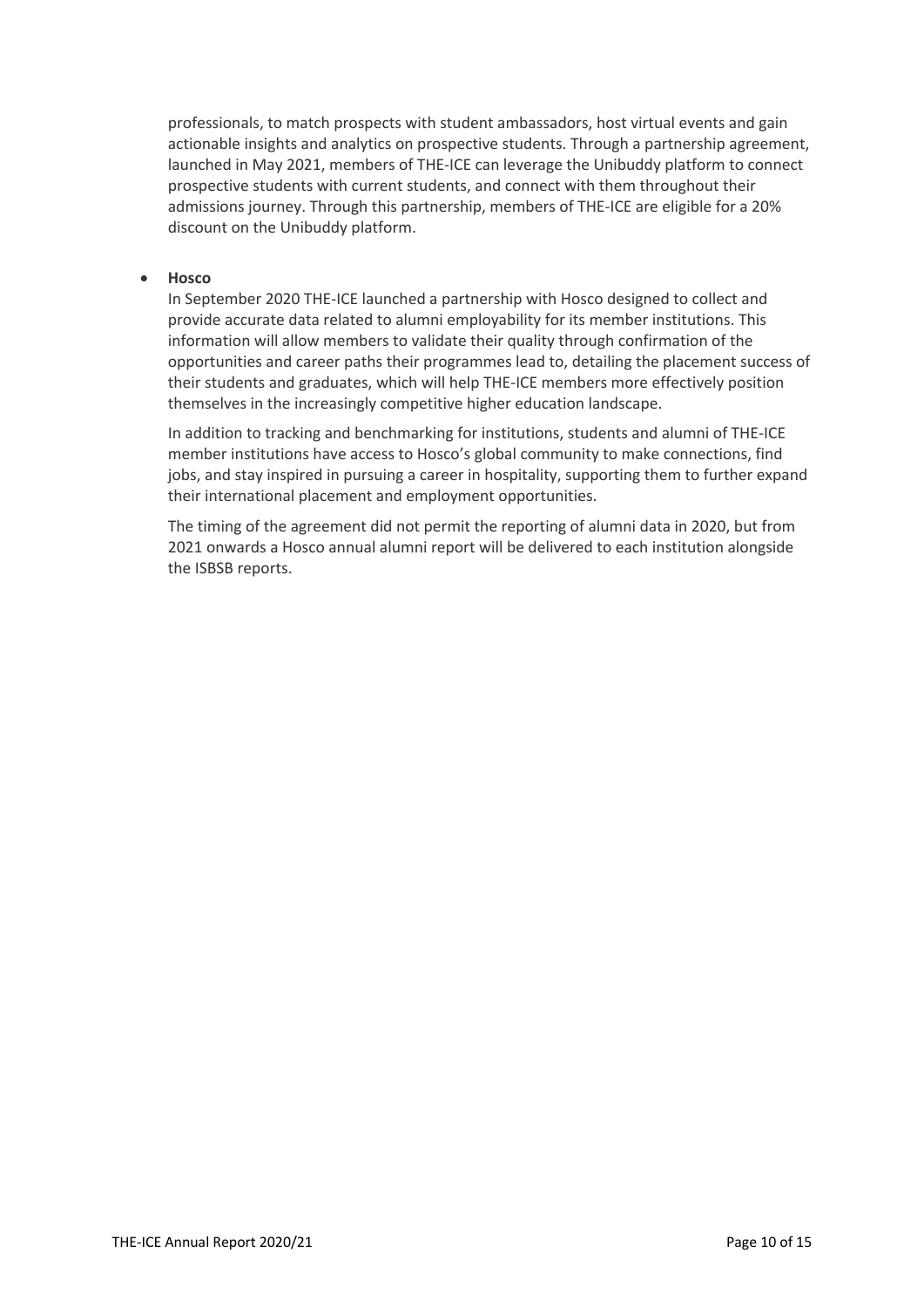professionals, to match prospects with student ambassadors, host virtual events and gain actionable insights and analytics on prospective students. Through a partnership agreement, launched in May 2021, members of THE-ICE can leverage the Unibuddy platform to connect prospective students with current students, and connect with them throughout their admissions journey. Through this partnership, members of THE-ICE are eligible for a 20% discount on the Unibuddy platform.

- **Hosco**

  In September 2020 THE-ICE launched a partnership with Hosco designed to collect and provide accurate data related to alumni employability for its member institutions. This information will allow members to validate their quality through confirmation of the opportunities and career paths their programmes lead to, detailing the placement success of their students and graduates, which will help THE-ICE members more effectively position themselves in the increasingly competitive higher education landscape.

  In addition to tracking and benchmarking for institutions, students and alumni of THE-ICE member institutions have access to Hosco's global community to make connections, find jobs, and stay inspired in pursuing a career in hospitality, supporting them to further expand their international placement and employment opportunities.

  The timing of the agreement did not permit the reporting of alumni data in 2020, but from 2021 onwards a Hosco annual alumni report will be delivered to each institution alongside the ISBSB reports.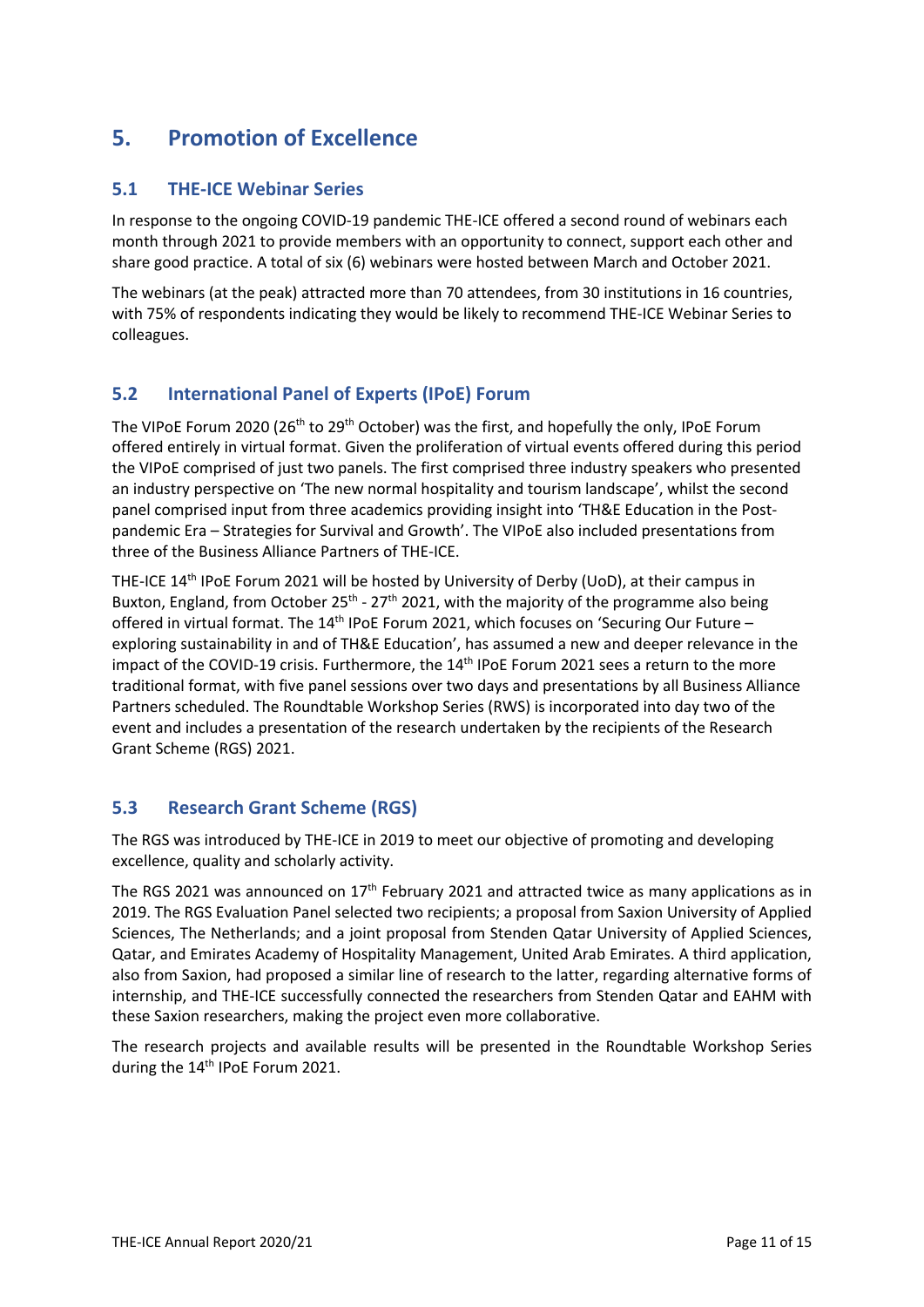# 5. Promotion of Excellence

## 5.1 THE-ICE Webinar Series

In response to the ongoing COVID-19 pandemic THE-ICE offered a second round of webinars each month through 2021 to provide members with an opportunity to connect, support each other and share good practice. A total of six (6) webinars were hosted between March and October 2021.

The webinars (at the peak) attracted more than 70 attendees, from 30 institutions in 16 countries, with 75% of respondents indicating they would be likely to recommend THE-ICE Webinar Series to colleagues.

## 5.2 International Panel of Experts (IPoE) Forum

The VIPoE Forum 2020 (26th to 29th October) was the first, and hopefully the only, IPoE Forum offered entirely in virtual format. Given the proliferation of virtual events offered during this period the VIPoE comprised of just two panels. The first comprised three industry speakers who presented an industry perspective on 'The new normal hospitality and tourism landscape', whilst the second panel comprised input from three academics providing insight into 'TH&E Education in the Post-pandemic Era – Strategies for Survival and Growth'. The VIPoE also included presentations from three of the Business Alliance Partners of THE-ICE.

THE-ICE 14th IPoE Forum 2021 will be hosted by University of Derby (UoD), at their campus in Buxton, England, from October 25th - 27th 2021, with the majority of the programme also being offered in virtual format. The 14th IPoE Forum 2021, which focuses on 'Securing Our Future – exploring sustainability in and of TH&E Education', has assumed a new and deeper relevance in the impact of the COVID-19 crisis. Furthermore, the 14th IPoE Forum 2021 sees a return to the more traditional format, with five panel sessions over two days and presentations by all Business Alliance Partners scheduled. The Roundtable Workshop Series (RWS) is incorporated into day two of the event and includes a presentation of the research undertaken by the recipients of the Research Grant Scheme (RGS) 2021.

## 5.3 Research Grant Scheme (RGS)

The RGS was introduced by THE-ICE in 2019 to meet our objective of promoting and developing excellence, quality and scholarly activity.

The RGS 2021 was announced on 17th February 2021 and attracted twice as many applications as in 2019. The RGS Evaluation Panel selected two recipients; a proposal from Saxion University of Applied Sciences, The Netherlands; and a joint proposal from Stenden Qatar University of Applied Sciences, Qatar, and Emirates Academy of Hospitality Management, United Arab Emirates. A third application, also from Saxion, had proposed a similar line of research to the latter, regarding alternative forms of internship, and THE-ICE successfully connected the researchers from Stenden Qatar and EAHM with these Saxion researchers, making the project even more collaborative.

The research projects and available results will be presented in the Roundtable Workshop Series during the 14th IPoE Forum 2021.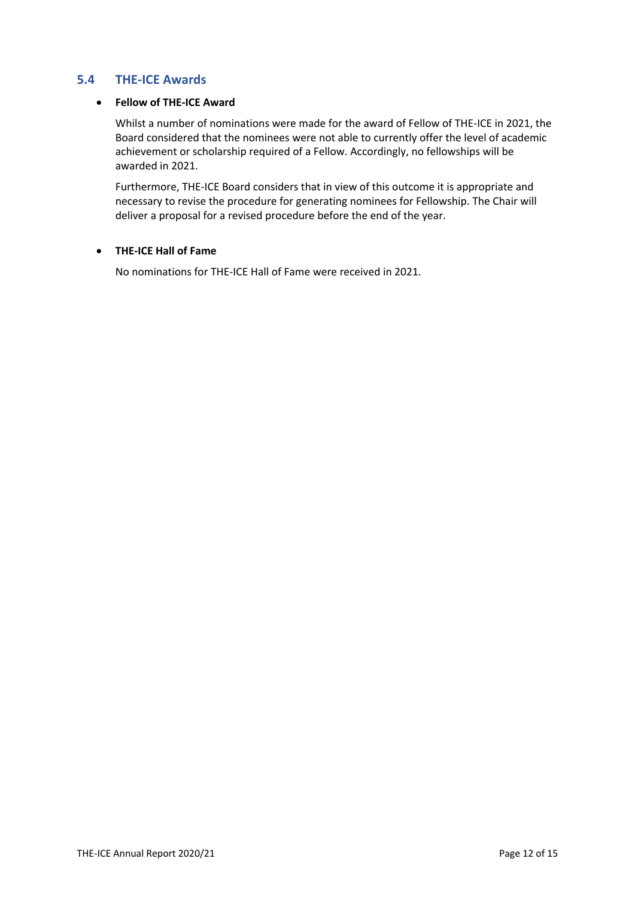## 5.4 THE-ICE Awards

- **Fellow of THE-ICE Award**

  Whilst a number of nominations were made for the award of Fellow of THE-ICE in 2021, the Board considered that the nominees were not able to currently offer the level of academic achievement or scholarship required of a Fellow. Accordingly, no fellowships will be awarded in 2021.

  Furthermore, THE-ICE Board considers that in view of this outcome it is appropriate and necessary to revise the procedure for generating nominees for Fellowship. The Chair will deliver a proposal for a revised procedure before the end of the year.

- **THE-ICE Hall of Fame**

  No nominations for THE-ICE Hall of Fame were received in 2021.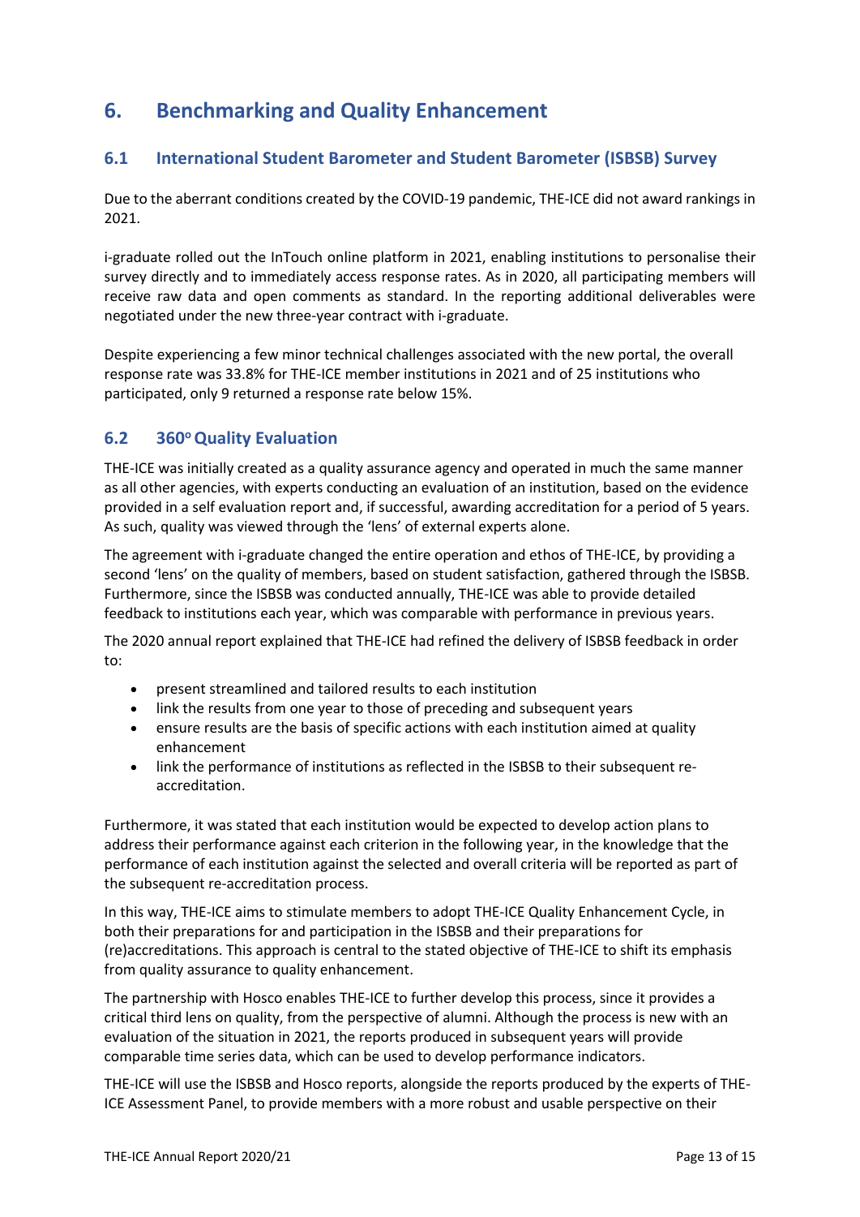# 6. Benchmarking and Quality Enhancement

## 6.1 International Student Barometer and Student Barometer (ISBSB) Survey

Due to the aberrant conditions created by the COVID-19 pandemic, THE-ICE did not award rankings in 2021.

i-graduate rolled out the InTouch online platform in 2021, enabling institutions to personalise their survey directly and to immediately access response rates. As in 2020, all participating members will receive raw data and open comments as standard. In the reporting additional deliverables were negotiated under the new three-year contract with i-graduate.

Despite experiencing a few minor technical challenges associated with the new portal, the overall response rate was 33.8% for THE-ICE member institutions in 2021 and of 25 institutions who participated, only 9 returned a response rate below 15%.

## 6.2 360° Quality Evaluation

THE-ICE was initially created as a quality assurance agency and operated in much the same manner as all other agencies, with experts conducting an evaluation of an institution, based on the evidence provided in a self evaluation report and, if successful, awarding accreditation for a period of 5 years. As such, quality was viewed through the 'lens' of external experts alone.

The agreement with i-graduate changed the entire operation and ethos of THE-ICE, by providing a second 'lens' on the quality of members, based on student satisfaction, gathered through the ISBSB. Furthermore, since the ISBSB was conducted annually, THE-ICE was able to provide detailed feedback to institutions each year, which was comparable with performance in previous years.

The 2020 annual report explained that THE-ICE had refined the delivery of ISBSB feedback in order to:

- present streamlined and tailored results to each institution
- link the results from one year to those of preceding and subsequent years
- ensure results are the basis of specific actions with each institution aimed at quality enhancement
- link the performance of institutions as reflected in the ISBSB to their subsequent re-accreditation.

Furthermore, it was stated that each institution would be expected to develop action plans to address their performance against each criterion in the following year, in the knowledge that the performance of each institution against the selected and overall criteria will be reported as part of the subsequent re-accreditation process.

In this way, THE-ICE aims to stimulate members to adopt THE-ICE Quality Enhancement Cycle, in both their preparations for and participation in the ISBSB and their preparations for (re)accreditations. This approach is central to the stated objective of THE-ICE to shift its emphasis from quality assurance to quality enhancement.

The partnership with Hosco enables THE-ICE to further develop this process, since it provides a critical third lens on quality, from the perspective of alumni. Although the process is new with an evaluation of the situation in 2021, the reports produced in subsequent years will provide comparable time series data, which can be used to develop performance indicators.

THE-ICE will use the ISBSB and Hosco reports, alongside the reports produced by the experts of THE-ICE Assessment Panel, to provide members with a more robust and usable perspective on their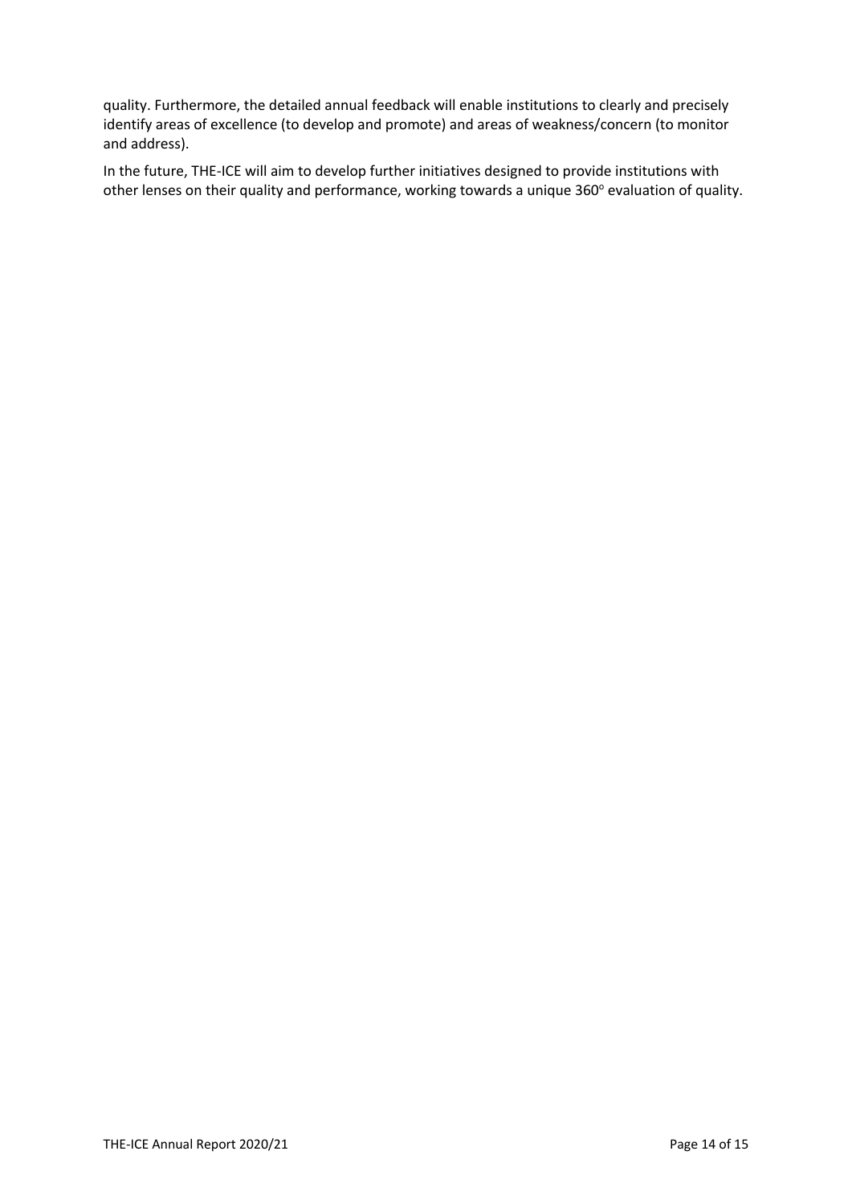quality. Furthermore, the detailed annual feedback will enable institutions to clearly and precisely identify areas of excellence (to develop and promote) and areas of weakness/concern (to monitor and address).

In the future, THE-ICE will aim to develop further initiatives designed to provide institutions with other lenses on their quality and performance, working towards a unique 360$^{o}$ evaluation of quality.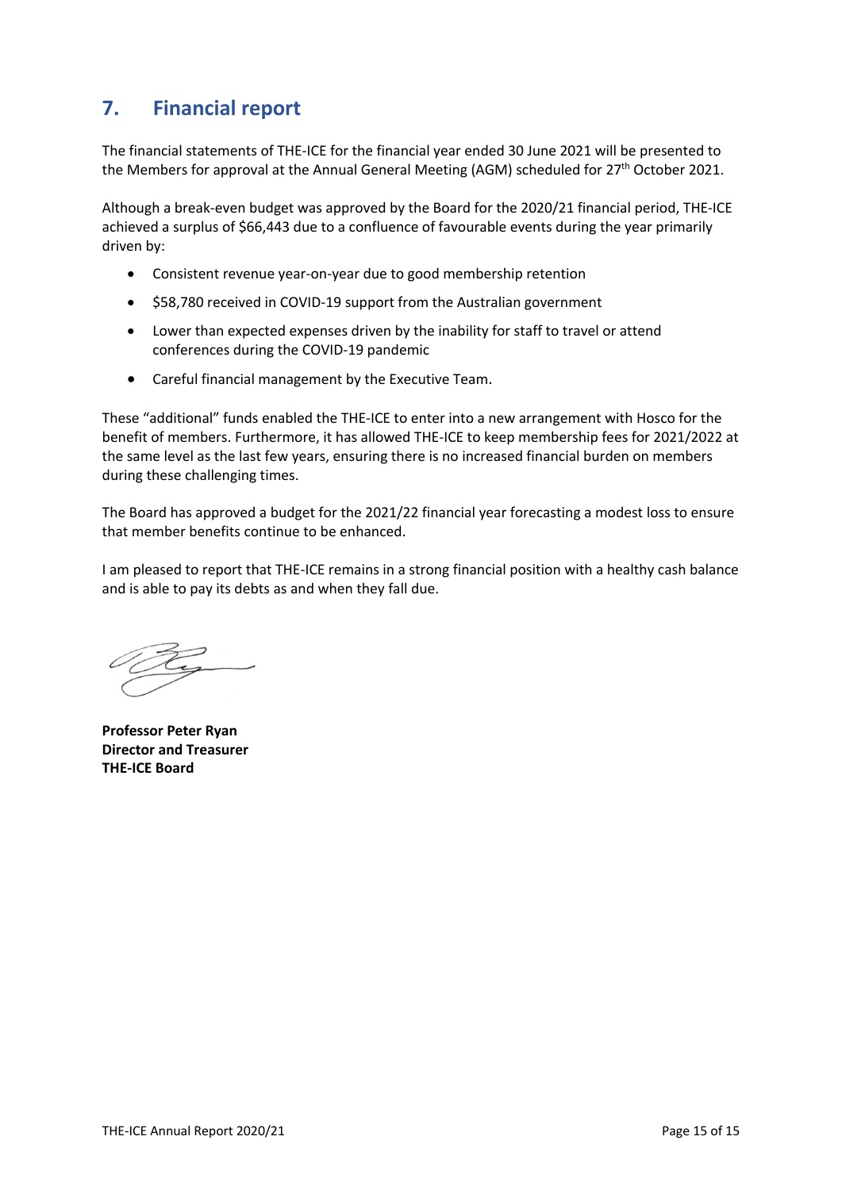## 7. Financial report

The financial statements of THE-ICE for the financial year ended 30 June 2021 will be presented to the Members for approval at the Annual General Meeting (AGM) scheduled for 27th October 2021.

Although a break-even budget was approved by the Board for the 2020/21 financial period, THE-ICE achieved a surplus of $66,443 due to a confluence of favourable events during the year primarily driven by:

- Consistent revenue year-on-year due to good membership retention
- $58,780 received in COVID-19 support from the Australian government
- Lower than expected expenses driven by the inability for staff to travel or attend conferences during the COVID-19 pandemic
- Careful financial management by the Executive Team.

These "additional" funds enabled the THE-ICE to enter into a new arrangement with Hosco for the benefit of members. Furthermore, it has allowed THE-ICE to keep membership fees for 2021/2022 at the same level as the last few years, ensuring there is no increased financial burden on members during these challenging times.

The Board has approved a budget for the 2021/22 financial year forecasting a modest loss to ensure that member benefits continue to be enhanced.

I am pleased to report that THE-ICE remains in a strong financial position with a healthy cash balance and is able to pay its debts as and when they fall due.

**Professor Peter Ryan**
**Director and Treasurer**
**THE-ICE Board**